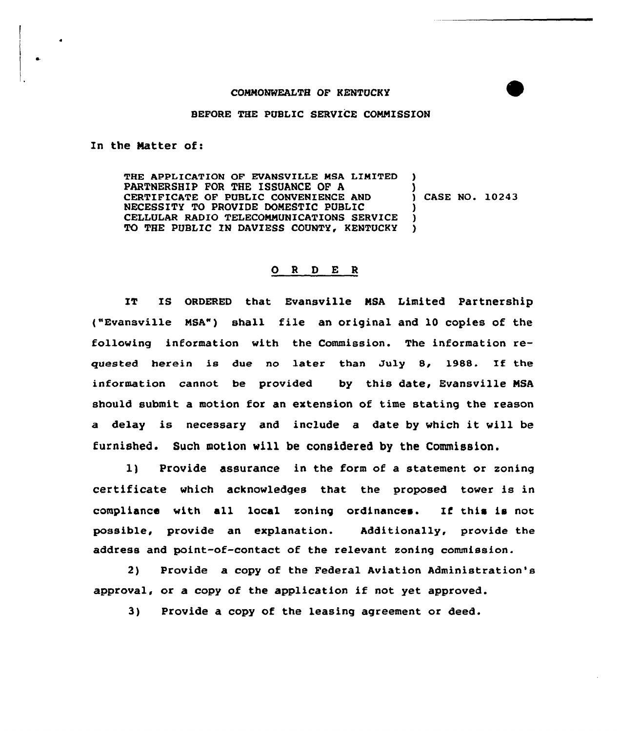COMMONWEALTH OF KENTUCKY

BEFORE THE PUBLIC SERVICE COMMISSION

In the Matter of:

THE APPLICATION OF EVANSVILLE MSA LIMITED PARTNERSHIP FOR THE ISSUANCE OF A CERTIFICATE OF PUBLIC CONVENIENCE AND NECESSITY TO PROVIDE DOMESTIC PUBLIC CELLULAR RADIO TELECOMMUNICATIONS SERVICE TO THE PUBLIC IN DAVIESS COUNTY, KENTUCKY ) CASE NO. 10243

# O R D E R

IT IS ORDERED that Evansville MSA Limited Partnership ("Evansville MSA") shall file an original and 10 copies of the following information with the Commission. The information requested herein is due no later than July 8, 1988. If the information cannot be provided by this date, Evansville MSA should submit a motion for an extension of time stating the reason a delay is necessary and include a date by which it will be furnished. Such motion will be considered by the Commission.

1) Provide assurance in the form of a statement or zoning certificate which acknowledges that the proposed tower is in compliance with all local zoning ordinances. If this is not possible, provide an explanation. Additionally, provide the address and point-of-contact of the relevant zoning commission.

2) Provide a copy of the Federal Aviation Administration's approval, or a copy of the application if not yet approved.

3) Provide a copy of the leasing agreement or deed.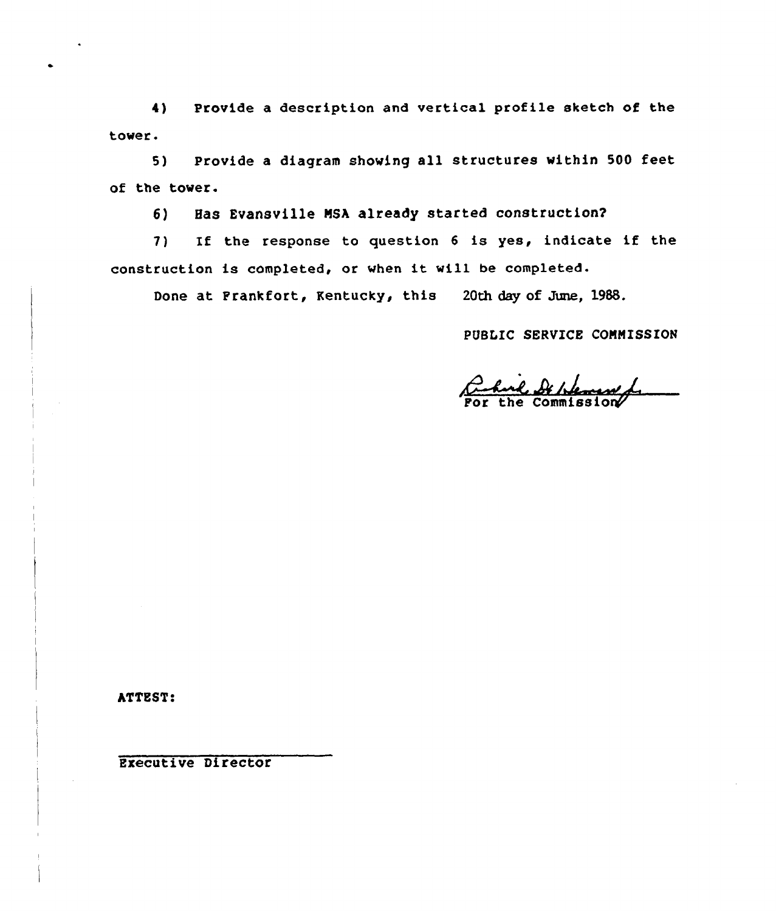4) Provide a description and vertical profile sketch of the tower.

5) Provide a diagram showing all structures within 500 feet of the tower.

6) Has Evansville MSA already started construction?

7) If the response to question 6 is yes, indicate if the construction is completed, or when it will be completed.

Done at Frankfort, Kentucky, this 20th day of June, 1988.

PUBLIC SERVICE COMMISSION

For the Commission

ATTEST:

Executive Director